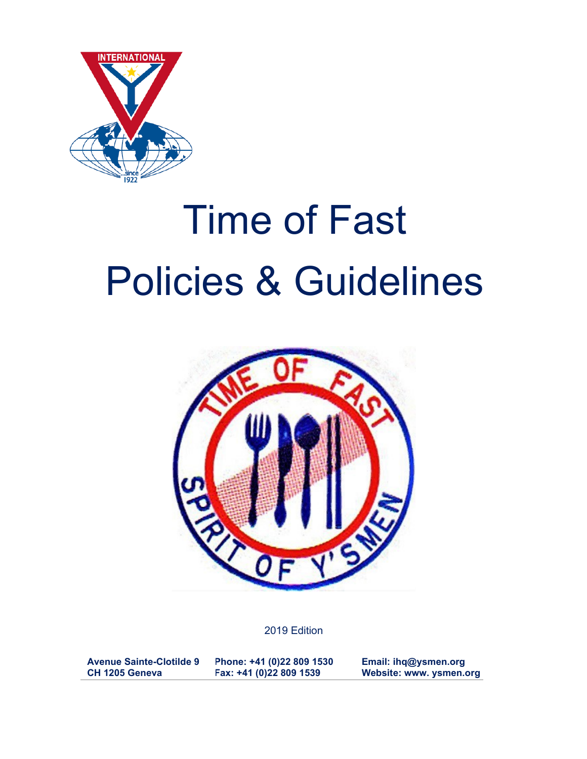# Time of Fast Policies & Guidelines

2019 Edition

**Avenue Sainte-Clotilde 9**
**CH 1205 Geneva**

**Phone: +41 (0)22 809 1530**
**Fax: +41 (0)22 809 1539**

**Email: ihq@ysmen.org**
**Website: www. ysmen.org**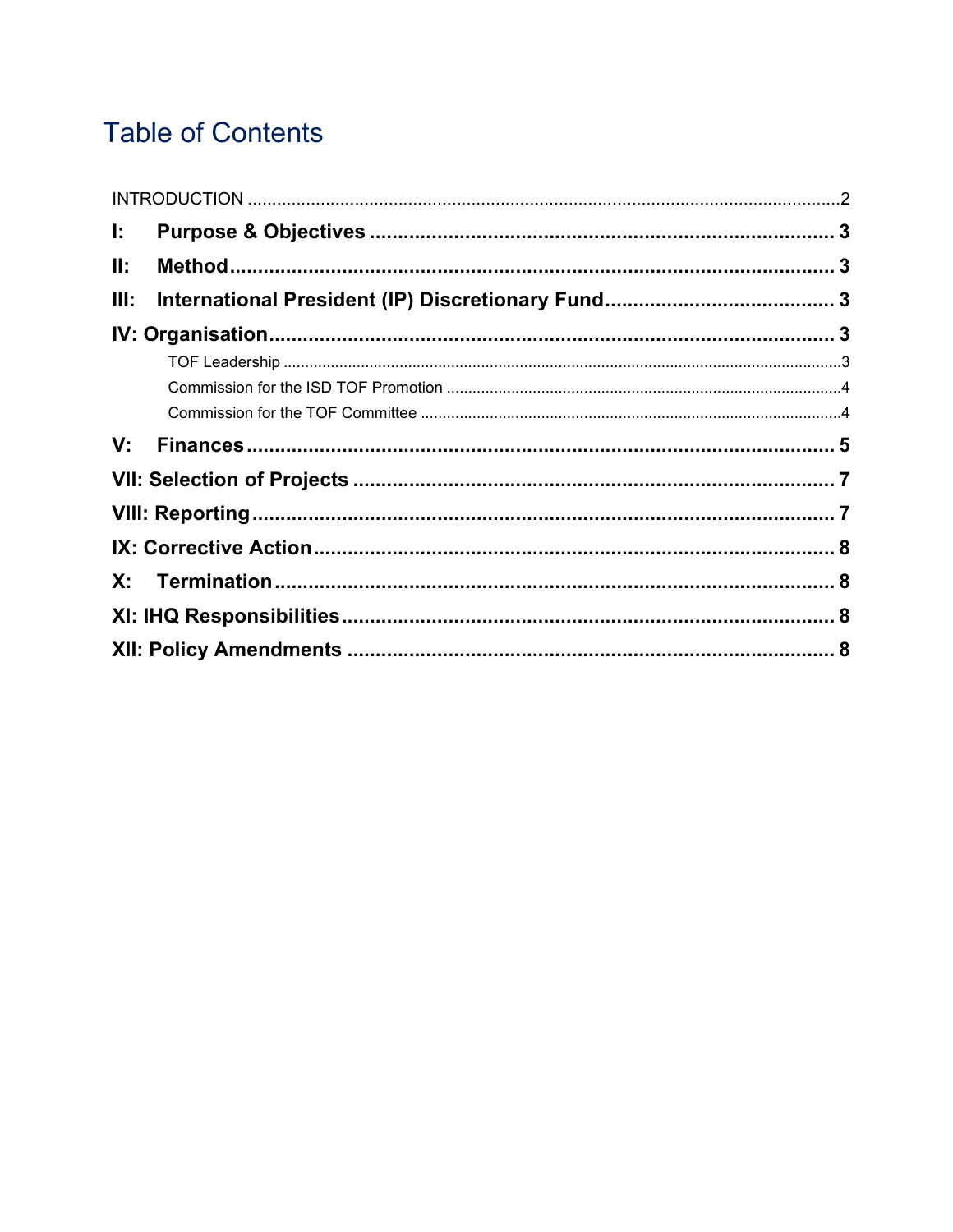# Table of Contents

INTRODUCTION ..... 2

**I: Purpose & Objectives ..... 3**

**II: Method ..... 3**

**III: International President (IP) Discretionary Fund ..... 3**

**IV: Organisation ..... 3**

- TOF Leadership ..... 3
- Commission for the ISD TOF Promotion ..... 4
- Commission for the TOF Committee ..... 4

**V: Finances ..... 5**

**VII: Selection of Projects ..... 7**

**VIII: Reporting ..... 7**

**IX: Corrective Action ..... 8**

**X: Termination ..... 8**

**XI: IHQ Responsibilities ..... 8**

**XII: Policy Amendments ..... 8**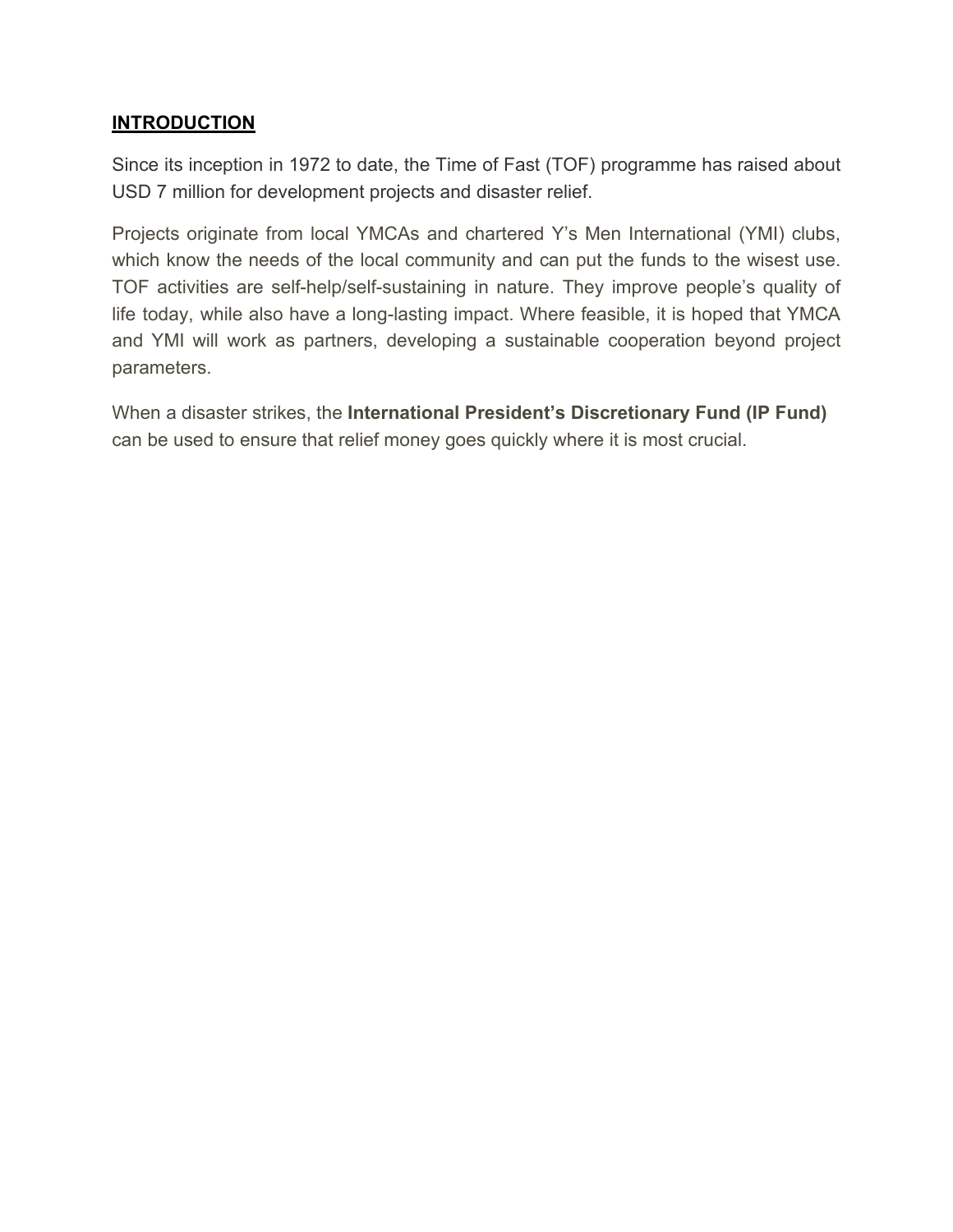## **INTRODUCTION**

Since its inception in 1972 to date, the Time of Fast (TOF) programme has raised about USD 7 million for development projects and disaster relief.

Projects originate from local YMCAs and chartered Y's Men International (YMI) clubs, which know the needs of the local community and can put the funds to the wisest use. TOF activities are self-help/self-sustaining in nature. They improve people's quality of life today, while also have a long-lasting impact. Where feasible, it is hoped that YMCA and YMI will work as partners, developing a sustainable cooperation beyond project parameters.

When a disaster strikes, the **International President's Discretionary Fund (IP Fund)** can be used to ensure that relief money goes quickly where it is most crucial.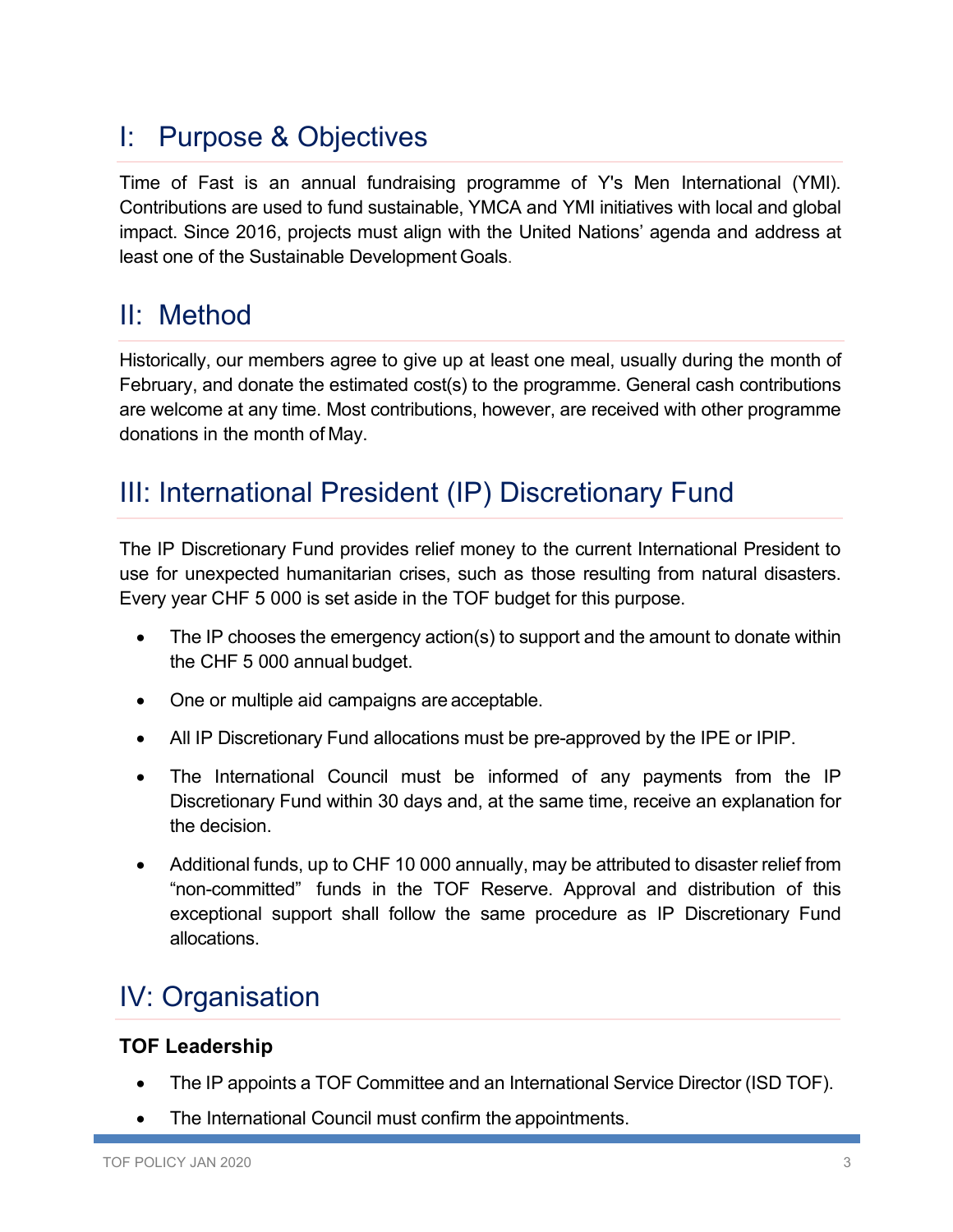## I: Purpose & Objectives

Time of Fast is an annual fundraising programme of Y's Men International (YMI). Contributions are used to fund sustainable, YMCA and YMI initiatives with local and global impact. Since 2016, projects must align with the United Nations' agenda and address at least one of the Sustainable Development Goals.

## II: Method

Historically, our members agree to give up at least one meal, usually during the month of February, and donate the estimated cost(s) to the programme. General cash contributions are welcome at any time. Most contributions, however, are received with other programme donations in the month of May.

## III: International President (IP) Discretionary Fund

The IP Discretionary Fund provides relief money to the current International President to use for unexpected humanitarian crises, such as those resulting from natural disasters. Every year CHF 5 000 is set aside in the TOF budget for this purpose.

- The IP chooses the emergency action(s) to support and the amount to donate within the CHF 5 000 annual budget.
- One or multiple aid campaigns are acceptable.
- All IP Discretionary Fund allocations must be pre-approved by the IPE or IPIP.
- The International Council must be informed of any payments from the IP Discretionary Fund within 30 days and, at the same time, receive an explanation for the decision.
- Additional funds, up to CHF 10 000 annually, may be attributed to disaster relief from "non-committed" funds in the TOF Reserve. Approval and distribution of this exceptional support shall follow the same procedure as IP Discretionary Fund allocations.

## IV: Organisation

**TOF Leadership**

- The IP appoints a TOF Committee and an International Service Director (ISD TOF).
- The International Council must confirm the appointments.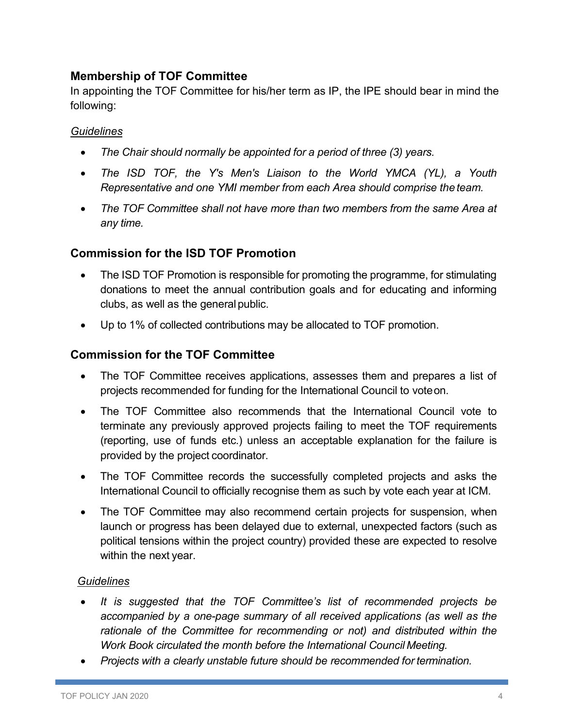## Membership of TOF Committee

In appointing the TOF Committee for his/her term as IP, the IPE should bear in mind the following:

*Guidelines*

- *The Chair should normally be appointed for a period of three (3) years.*
- *The ISD TOF, the Y's Men's Liaison to the World YMCA (YL), a Youth Representative and one YMI member from each Area should comprise the team.*
- *The TOF Committee shall not have more than two members from the same Area at any time.*

## Commission for the ISD TOF Promotion

- The ISD TOF Promotion is responsible for promoting the programme, for stimulating donations to meet the annual contribution goals and for educating and informing clubs, as well as the general public.
- Up to 1% of collected contributions may be allocated to TOF promotion.

## Commission for the TOF Committee

- The TOF Committee receives applications, assesses them and prepares a list of projects recommended for funding for the International Council to vote on.
- The TOF Committee also recommends that the International Council vote to terminate any previously approved projects failing to meet the TOF requirements (reporting, use of funds etc.) unless an acceptable explanation for the failure is provided by the project coordinator.
- The TOF Committee records the successfully completed projects and asks the International Council to officially recognise them as such by vote each year at ICM.
- The TOF Committee may also recommend certain projects for suspension, when launch or progress has been delayed due to external, unexpected factors (such as political tensions within the project country) provided these are expected to resolve within the next year.

*Guidelines*

- *It is suggested that the TOF Committee's list of recommended projects be accompanied by a one-page summary of all received applications (as well as the rationale of the Committee for recommending or not) and distributed within the Work Book circulated the month before the International Council Meeting.*
- *Projects with a clearly unstable future should be recommended for termination.*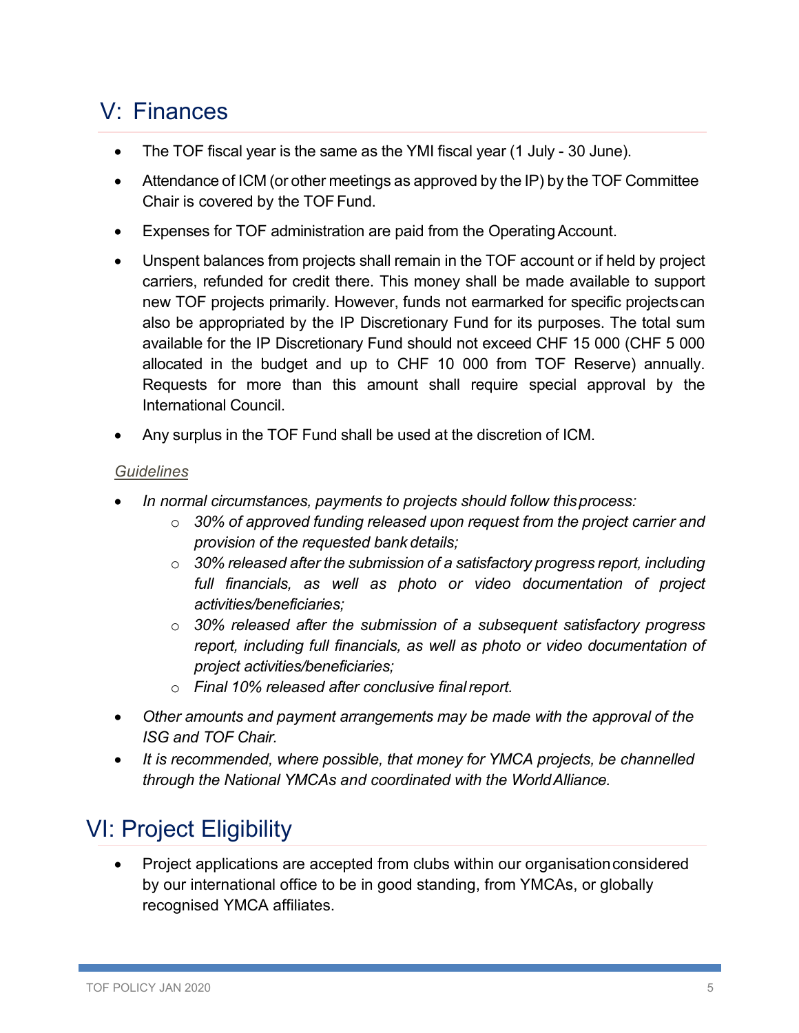## V: Finances

- The TOF fiscal year is the same as the YMI fiscal year (1 July - 30 June).
- Attendance of ICM (or other meetings as approved by the IP) by the TOF Committee Chair is covered by the TOF Fund.
- Expenses for TOF administration are paid from the Operating Account.
- Unspent balances from projects shall remain in the TOF account or if held by project carriers, refunded for credit there. This money shall be made available to support new TOF projects primarily. However, funds not earmarked for specific projects can also be appropriated by the IP Discretionary Fund for its purposes. The total sum available for the IP Discretionary Fund should not exceed CHF 15 000 (CHF 5 000 allocated in the budget and up to CHF 10 000 from TOF Reserve) annually. Requests for more than this amount shall require special approval by the International Council.
- Any surplus in the TOF Fund shall be used at the discretion of ICM.

*Guidelines*

- *In normal circumstances, payments to projects should follow this process:*
    - *30% of approved funding released upon request from the project carrier and provision of the requested bank details;*
    - *30% released after the submission of a satisfactory progress report, including full financials, as well as photo or video documentation of project activities/beneficiaries;*
    - *30% released after the submission of a subsequent satisfactory progress report, including full financials, as well as photo or video documentation of project activities/beneficiaries;*
    - *Final 10% released after conclusive final report.*
- *Other amounts and payment arrangements may be made with the approval of the ISG and TOF Chair.*
- *It is recommended, where possible, that money for YMCA projects, be channelled through the National YMCAs and coordinated with the World Alliance.*

## VI: Project Eligibility

- Project applications are accepted from clubs within our organisation considered by our international office to be in good standing, from YMCAs, or globally recognised YMCA affiliates.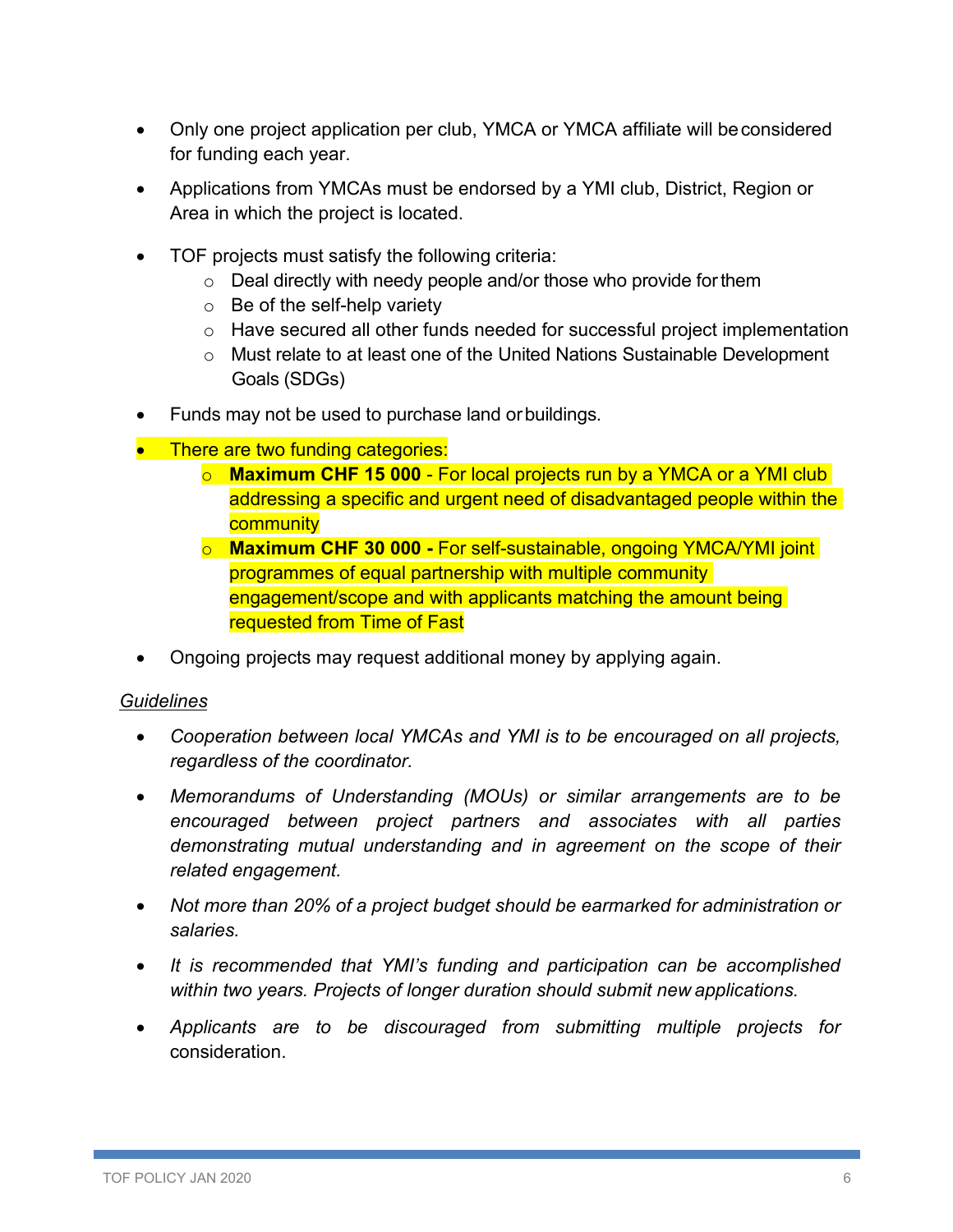- Only one project application per club, YMCA or YMCA affiliate will be considered for funding each year.
- Applications from YMCAs must be endorsed by a YMI club, District, Region or Area in which the project is located.
- TOF projects must satisfy the following criteria:
  - Deal directly with needy people and/or those who provide for them
  - Be of the self-help variety
  - Have secured all other funds needed for successful project implementation
  - Must relate to at least one of the United Nations Sustainable Development Goals (SDGs)
- Funds may not be used to purchase land or buildings.
- There are two funding categories:
  - **Maximum CHF 15 000** - For local projects run by a YMCA or a YMI club addressing a specific and urgent need of disadvantaged people within the community
  - **Maximum CHF 30 000 -** For self-sustainable, ongoing YMCA/YMI joint programmes of equal partnership with multiple community engagement/scope and with applicants matching the amount being requested from Time of Fast
- Ongoing projects may request additional money by applying again.

*Guidelines*

- *Cooperation between local YMCAs and YMI is to be encouraged on all projects, regardless of the coordinator.*
- *Memorandums of Understanding (MOUs) or similar arrangements are to be encouraged between project partners and associates with all parties demonstrating mutual understanding and in agreement on the scope of their related engagement.*
- *Not more than 20% of a project budget should be earmarked for administration or salaries.*
- *It is recommended that YMI's funding and participation can be accomplished within two years. Projects of longer duration should submit new applications.*
- *Applicants are to be discouraged from submitting multiple projects for* consideration.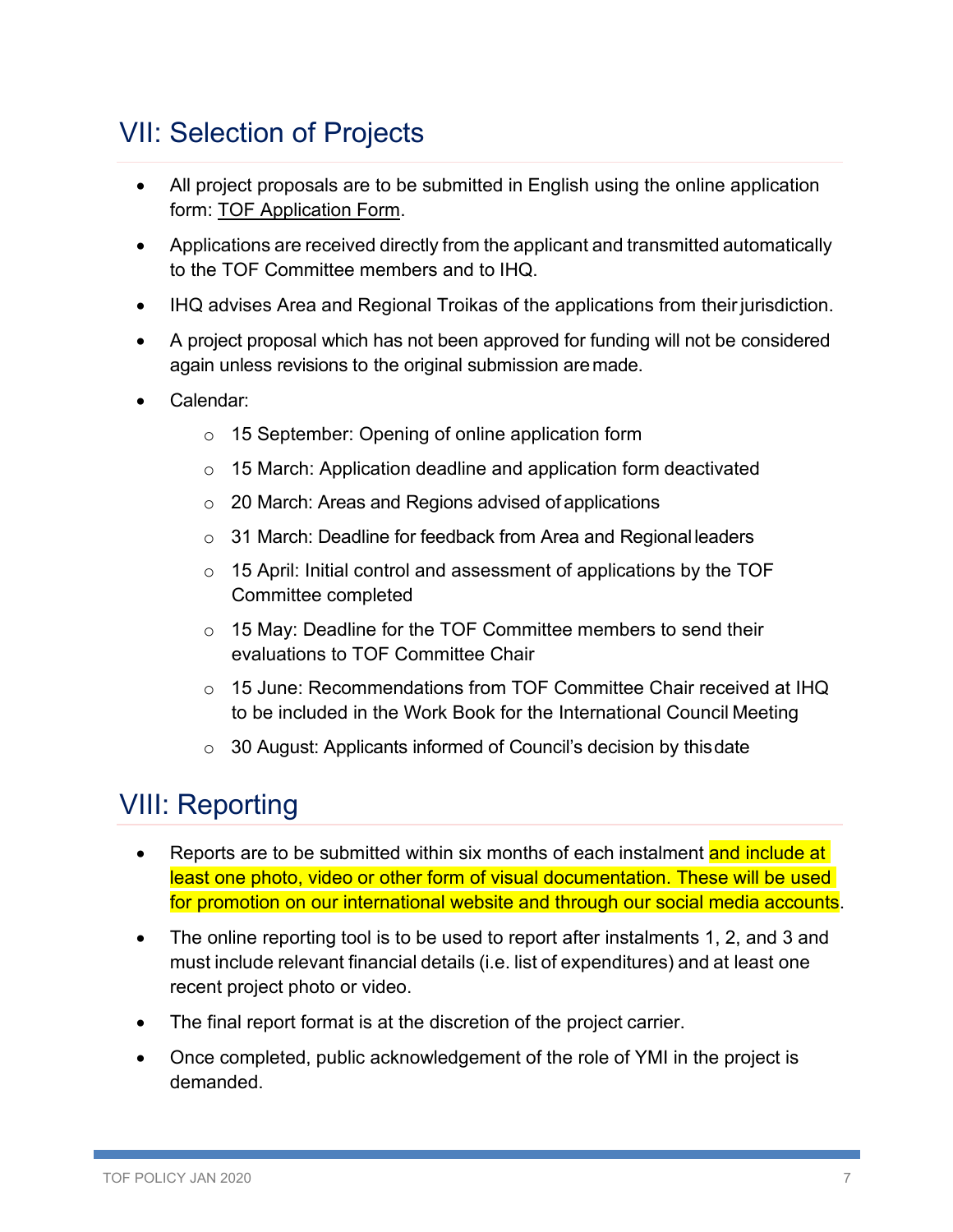## VII: Selection of Projects

- All project proposals are to be submitted in English using the online application form: TOF Application Form.
- Applications are received directly from the applicant and transmitted automatically to the TOF Committee members and to IHQ.
- IHQ advises Area and Regional Troikas of the applications from their jurisdiction.
- A project proposal which has not been approved for funding will not be considered again unless revisions to the original submission are made.
- Calendar:
  - 15 September: Opening of online application form
  - 15 March: Application deadline and application form deactivated
  - 20 March: Areas and Regions advised of applications
  - 31 March: Deadline for feedback from Area and Regional leaders
  - 15 April: Initial control and assessment of applications by the TOF Committee completed
  - 15 May: Deadline for the TOF Committee members to send their evaluations to TOF Committee Chair
  - 15 June: Recommendations from TOF Committee Chair received at IHQ to be included in the Work Book for the International Council Meeting
  - 30 August: Applicants informed of Council's decision by this date

## VIII: Reporting

- Reports are to be submitted within six months of each instalment and include at least one photo, video or other form of visual documentation. These will be used for promotion on our international website and through our social media accounts.
- The online reporting tool is to be used to report after instalments 1, 2, and 3 and must include relevant financial details (i.e. list of expenditures) and at least one recent project photo or video.
- The final report format is at the discretion of the project carrier.
- Once completed, public acknowledgement of the role of YMI in the project is demanded.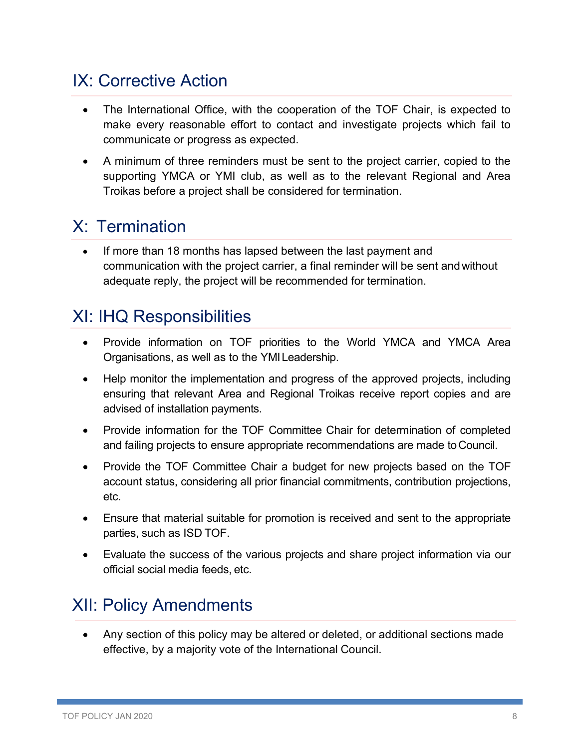## IX: Corrective Action

- The International Office, with the cooperation of the TOF Chair, is expected to make every reasonable effort to contact and investigate projects which fail to communicate or progress as expected.
- A minimum of three reminders must be sent to the project carrier, copied to the supporting YMCA or YMI club, as well as to the relevant Regional and Area Troikas before a project shall be considered for termination.

## X: Termination

- If more than 18 months has lapsed between the last payment and communication with the project carrier, a final reminder will be sent and without adequate reply, the project will be recommended for termination.

## XI: IHQ Responsibilities

- Provide information on TOF priorities to the World YMCA and YMCA Area Organisations, as well as to the YMI Leadership.
- Help monitor the implementation and progress of the approved projects, including ensuring that relevant Area and Regional Troikas receive report copies and are advised of installation payments.
- Provide information for the TOF Committee Chair for determination of completed and failing projects to ensure appropriate recommendations are made to Council.
- Provide the TOF Committee Chair a budget for new projects based on the TOF account status, considering all prior financial commitments, contribution projections, etc.
- Ensure that material suitable for promotion is received and sent to the appropriate parties, such as ISD TOF.
- Evaluate the success of the various projects and share project information via our official social media feeds, etc.

## XII: Policy Amendments

- Any section of this policy may be altered or deleted, or additional sections made effective, by a majority vote of the International Council.